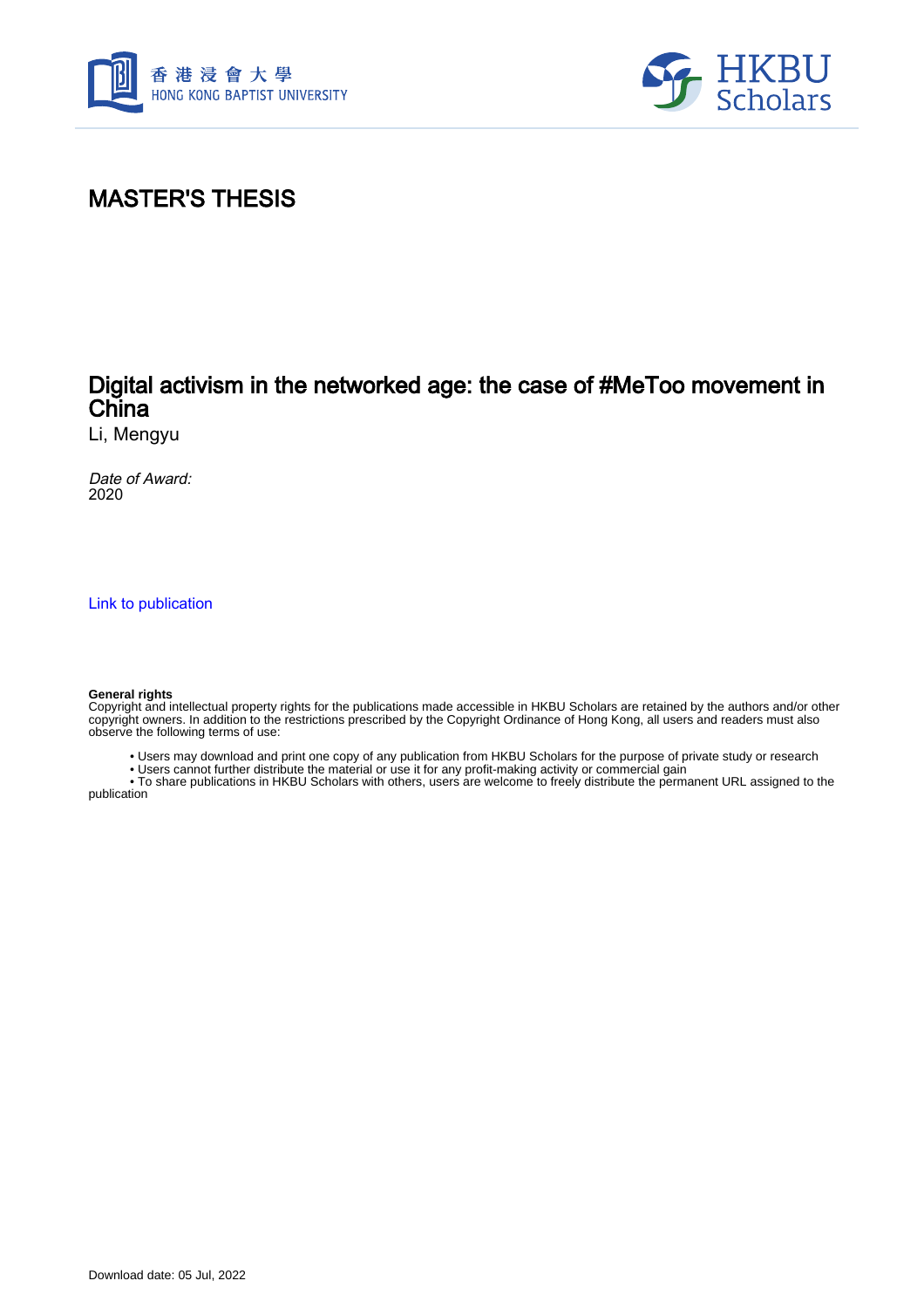# MASTER'S THESIS

## Digital activism in the networked age: the case of #MeToo movement in China

Li, Mengyu

*Date of Award:*
2020

Link to publication

**General rights**
Copyright and intellectual property rights for the publications made accessible in HKBU Scholars are retained by the authors and/or other copyright owners. In addition to the restrictions prescribed by the Copyright Ordinance of Hong Kong, all users and readers must also observe the following terms of use:

- Users may download and print one copy of any publication from HKBU Scholars for the purpose of private study or research
- Users cannot further distribute the material or use it for any profit-making activity or commercial gain
- To share publications in HKBU Scholars with others, users are welcome to freely distribute the permanent URL assigned to the publication

Download date: 05 Jul, 2022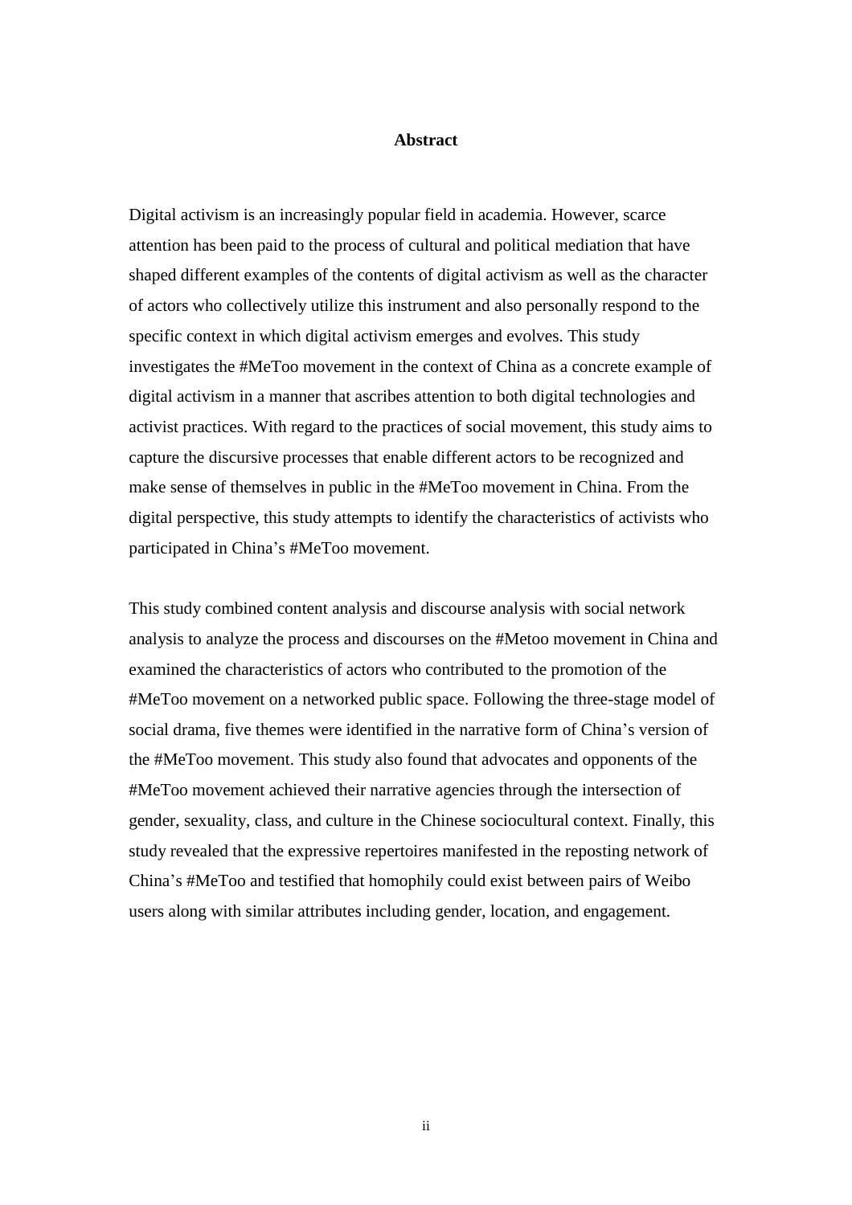# Abstract

Digital activism is an increasingly popular field in academia. However, scarce attention has been paid to the process of cultural and political mediation that have shaped different examples of the contents of digital activism as well as the character of actors who collectively utilize this instrument and also personally respond to the specific context in which digital activism emerges and evolves. This study investigates the #MeToo movement in the context of China as a concrete example of digital activism in a manner that ascribes attention to both digital technologies and activist practices. With regard to the practices of social movement, this study aims to capture the discursive processes that enable different actors to be recognized and make sense of themselves in public in the #MeToo movement in China. From the digital perspective, this study attempts to identify the characteristics of activists who participated in China's #MeToo movement.

This study combined content analysis and discourse analysis with social network analysis to analyze the process and discourses on the #Metoo movement in China and examined the characteristics of actors who contributed to the promotion of the #MeToo movement on a networked public space. Following the three-stage model of social drama, five themes were identified in the narrative form of China's version of the #MeToo movement. This study also found that advocates and opponents of the #MeToo movement achieved their narrative agencies through the intersection of gender, sexuality, class, and culture in the Chinese sociocultural context. Finally, this study revealed that the expressive repertoires manifested in the reposting network of China's #MeToo and testified that homophily could exist between pairs of Weibo users along with similar attributes including gender, location, and engagement.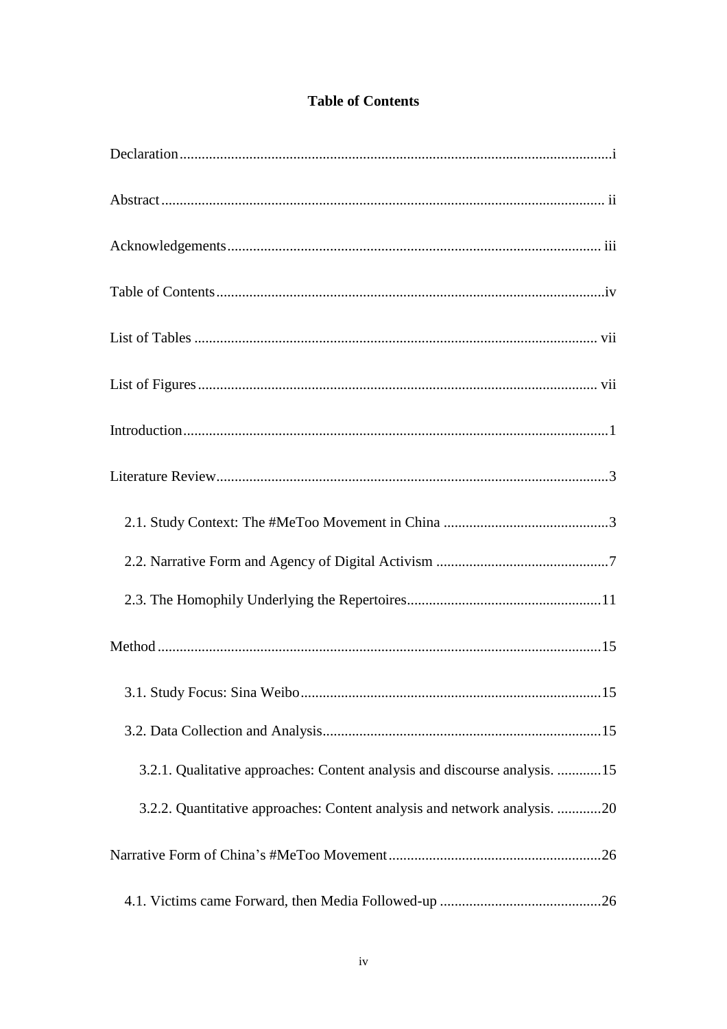# Table of Contents

Declaration....................................................................................................................i

Abstract........................................................................................................................ ii

Acknowledgements..................................................................................................... iii

Table of Contents.........................................................................................................iv

List of Tables ............................................................................................................. vii

List of Figures ............................................................................................................ vii

Introduction...................................................................................................................1

Literature Review..........................................................................................................3

2.1. Study Context: The #MeToo Movement in China .............................................3

2.2. Narrative Form and Agency of Digital Activism ...............................................7

2.3. The Homophily Underlying the Repertoires.....................................................11

Method ........................................................................................................................15

3.1. Study Focus: Sina Weibo..................................................................................15

3.2. Data Collection and Analysis............................................................................15

3.2.1. Qualitative approaches: Content analysis and discourse analysis. ............15

3.2.2. Quantitative approaches: Content analysis and network analysis. ............20

Narrative Form of China's #MeToo Movement..........................................................26

4.1. Victims came Forward, then Media Followed-up ............................................26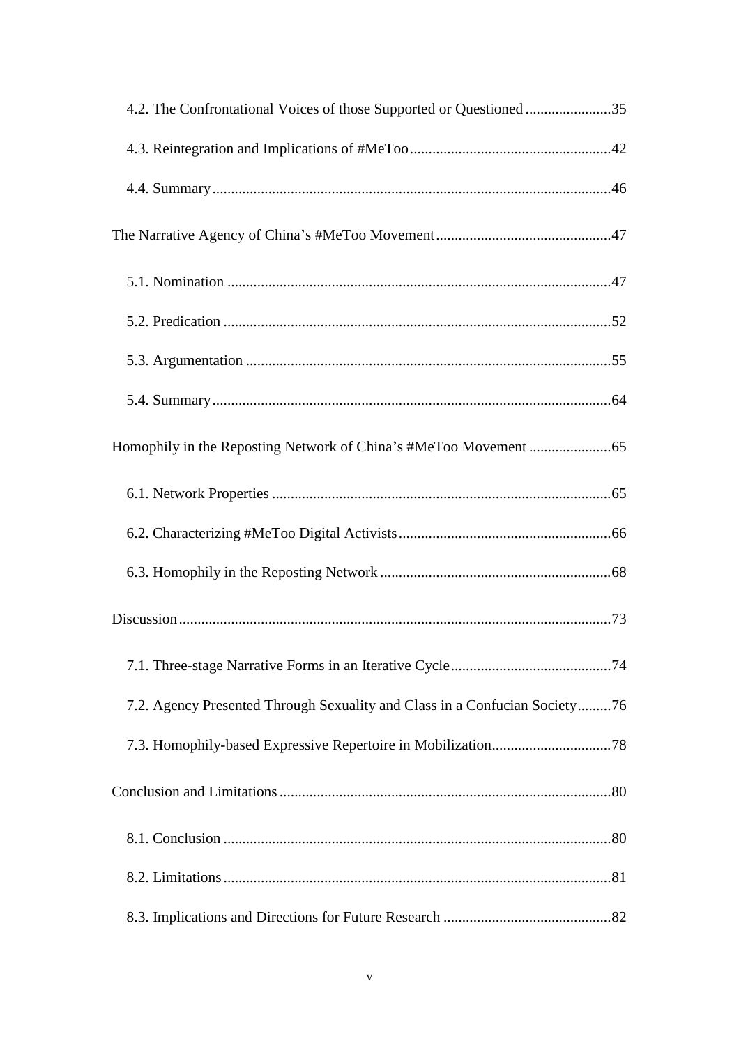4.2. The Confrontational Voices of those Supported or Questioned .......................35

4.3. Reintegration and Implications of #MeToo ......................................................42

4.4. Summary ..........................................................................................................46

The Narrative Agency of China's #MeToo Movement ...............................................47

5.1. Nomination ......................................................................................................47

5.2. Predication .......................................................................................................52

5.3. Argumentation .................................................................................................55

5.4. Summary ..........................................................................................................64

Homophily in the Reposting Network of China's #MeToo Movement ......................65

6.1. Network Properties ..........................................................................................65

6.2. Characterizing #MeToo Digital Activists .........................................................66

6.3. Homophily in the Reposting Network .............................................................68

Discussion ....................................................................................................................73

7.1. Three-stage Narrative Forms in an Iterative Cycle ...........................................74

7.2. Agency Presented Through Sexuality and Class in a Confucian Society .........76

7.3. Homophily-based Expressive Repertoire in Mobilization ................................78

Conclusion and Limitations ........................................................................................80

8.1. Conclusion .......................................................................................................80

8.2. Limitations .......................................................................................................81

8.3. Implications and Directions for Future Research .............................................82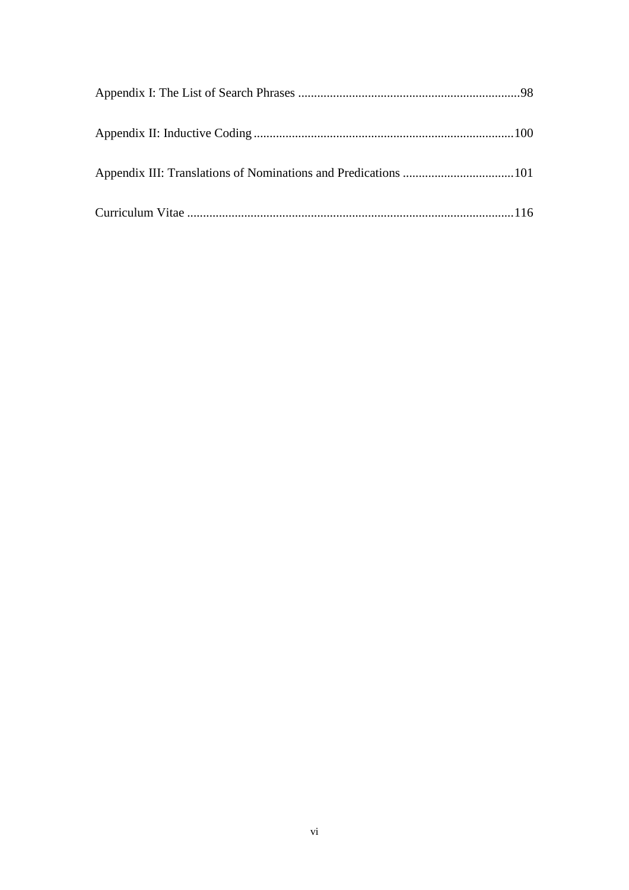Appendix I: The List of Search Phrases ......................................................................98

Appendix II: Inductive Coding ..................................................................................100

Appendix III: Translations of Nominations and Predications ...................................101

Curriculum Vitae .......................................................................................................116